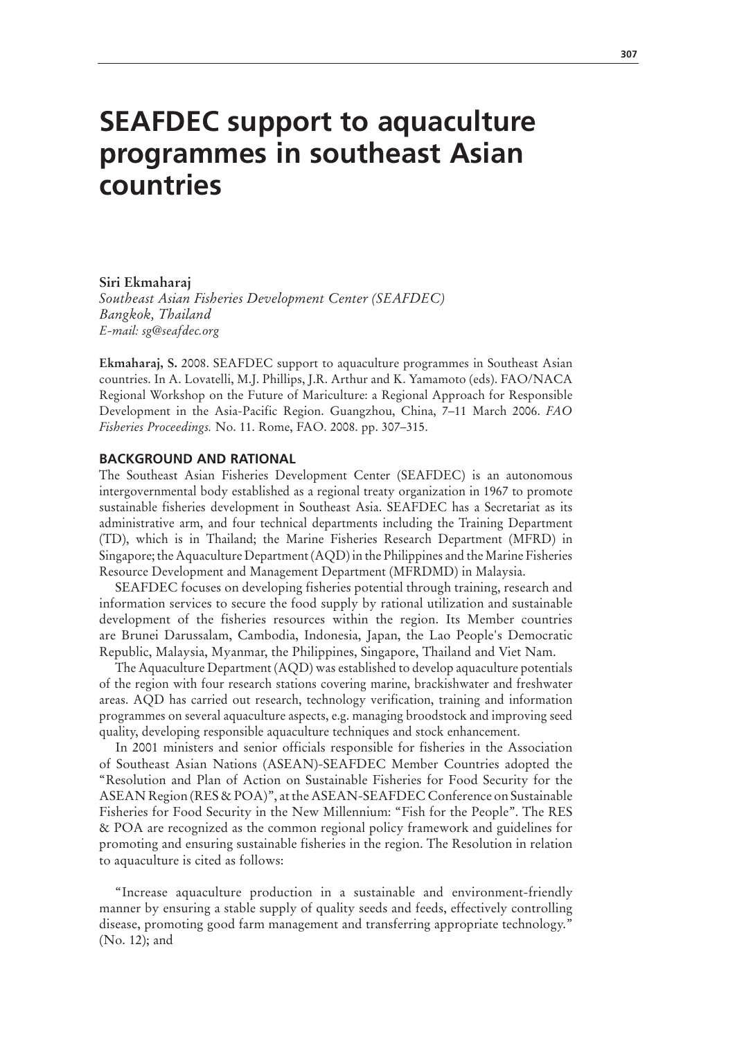# SEAFDEC support to aquaculture programmes in southeast Asian countries

**Siri Ekmaharaj**
*Southeast Asian Fisheries Development Center (SEAFDEC)*
*Bangkok, Thailand*
*E-mail: sg@seafdec.org*

**Ekmaharaj, S.** 2008. SEAFDEC support to aquaculture programmes in Southeast Asian countries. In A. Lovatelli, M.J. Phillips, J.R. Arthur and K. Yamamoto (eds). FAO/NACA Regional Workshop on the Future of Mariculture: a Regional Approach for Responsible Development in the Asia-Pacific Region. Guangzhou, China, 7–11 March 2006. *FAO Fisheries Proceedings.* No. 11. Rome, FAO. 2008. pp. 307–315.

## BACKGROUND AND RATIONAL

The Southeast Asian Fisheries Development Center (SEAFDEC) is an autonomous intergovernmental body established as a regional treaty organization in 1967 to promote sustainable fisheries development in Southeast Asia. SEAFDEC has a Secretariat as its administrative arm, and four technical departments including the Training Department (TD), which is in Thailand; the Marine Fisheries Research Department (MFRD) in Singapore; the Aquaculture Department (AQD) in the Philippines and the Marine Fisheries Resource Development and Management Department (MFRDMD) in Malaysia.

SEAFDEC focuses on developing fisheries potential through training, research and information services to secure the food supply by rational utilization and sustainable development of the fisheries resources within the region. Its Member countries are Brunei Darussalam, Cambodia, Indonesia, Japan, the Lao People's Democratic Republic, Malaysia, Myanmar, the Philippines, Singapore, Thailand and Viet Nam.

The Aquaculture Department (AQD) was established to develop aquaculture potentials of the region with four research stations covering marine, brackishwater and freshwater areas. AQD has carried out research, technology verification, training and information programmes on several aquaculture aspects, e.g. managing broodstock and improving seed quality, developing responsible aquaculture techniques and stock enhancement.

In 2001 ministers and senior officials responsible for fisheries in the Association of Southeast Asian Nations (ASEAN)-SEAFDEC Member Countries adopted the "Resolution and Plan of Action on Sustainable Fisheries for Food Security for the ASEAN Region (RES & POA)", at the ASEAN-SEAFDEC Conference on Sustainable Fisheries for Food Security in the New Millennium: "Fish for the People". The RES & POA are recognized as the common regional policy framework and guidelines for promoting and ensuring sustainable fisheries in the region. The Resolution in relation to aquaculture is cited as follows:

"Increase aquaculture production in a sustainable and environment-friendly manner by ensuring a stable supply of quality seeds and feeds, effectively controlling disease, promoting good farm management and transferring appropriate technology." (No. 12); and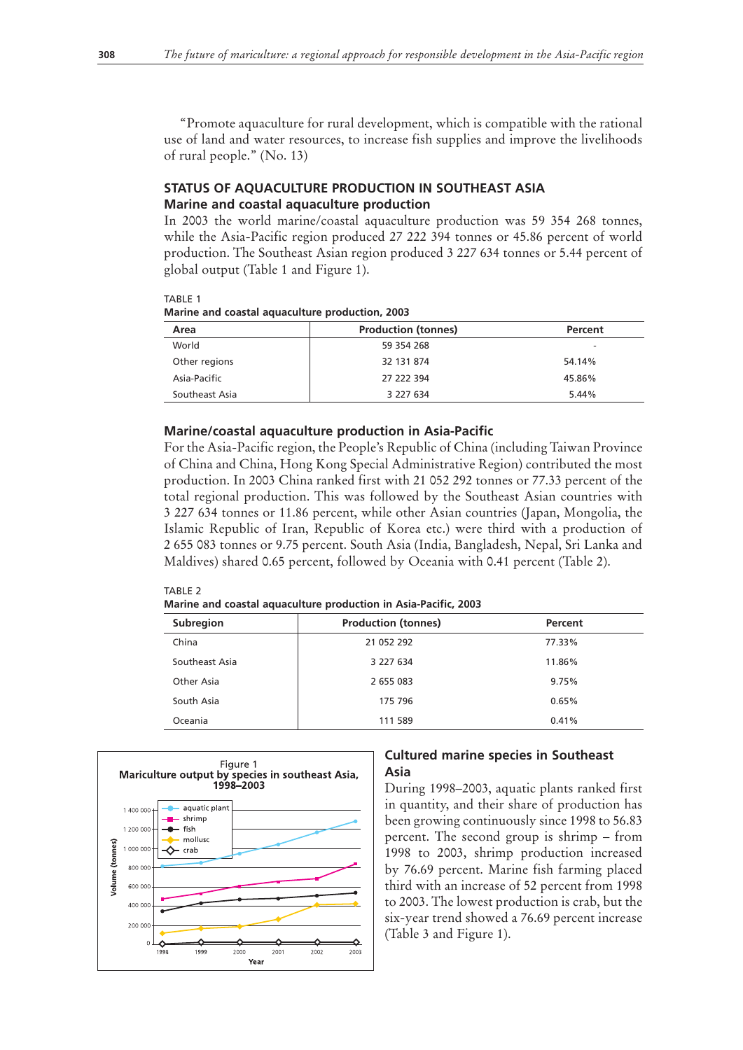"Promote aquaculture for rural development, which is compatible with the rational use of land and water resources, to increase fish supplies and improve the livelihoods of rural people." (No. 13)

## STATUS OF AQUACULTURE PRODUCTION IN SOUTHEAST ASIA

### Marine and coastal aquaculture production

In 2003 the world marine/coastal aquaculture production was 59 354 268 tonnes, while the Asia-Pacific region produced 27 222 394 tonnes or 45.86 percent of world production. The Southeast Asian region produced 3 227 634 tonnes or 5.44 percent of global output (Table 1 and Figure 1).

TABLE 1
**Marine and coastal aquaculture production, 2003**

| Area | Production (tonnes) | Percent |
|---|---|---|
| World | 59 354 268 | - |
| Other regions | 32 131 874 | 54.14% |
| Asia-Pacific | 27 222 394 | 45.86% |
| Southeast Asia | 3 227 634 | 5.44% |

### Marine/coastal aquaculture production in Asia-Pacific

For the Asia-Pacific region, the People's Republic of China (including Taiwan Province of China and China, Hong Kong Special Administrative Region) contributed the most production. In 2003 China ranked first with 21 052 292 tonnes or 77.33 percent of the total regional production. This was followed by the Southeast Asian countries with 3 227 634 tonnes or 11.86 percent, while other Asian countries (Japan, Mongolia, the Islamic Republic of Iran, Republic of Korea etc.) were third with a production of 2 655 083 tonnes or 9.75 percent. South Asia (India, Bangladesh, Nepal, Sri Lanka and Maldives) shared 0.65 percent, followed by Oceania with 0.41 percent (Table 2).

TABLE 2
**Marine and coastal aquaculture production in Asia-Pacific, 2003**

| Subregion | Production (tonnes) | Percent |
|---|---|---|
| China | 21 052 292 | 77.33% |
| Southeast Asia | 3 227 634 | 11.86% |
| Other Asia | 2 655 083 | 9.75% |
| South Asia | 175 796 | 0.65% |
| Oceania | 111 589 | 0.41% |

Figure 1
**Mariculture output by species in southeast Asia, 1998–2003**

### Cultured marine species in Southeast Asia

During 1998–2003, aquatic plants ranked first in quantity, and their share of production has been growing continuously since 1998 to 56.83 percent. The second group is shrimp – from 1998 to 2003, shrimp production increased by 76.69 percent. Marine fish farming placed third with an increase of 52 percent from 1998 to 2003. The lowest production is crab, but the six-year trend showed a 76.69 percent increase (Table 3 and Figure 1).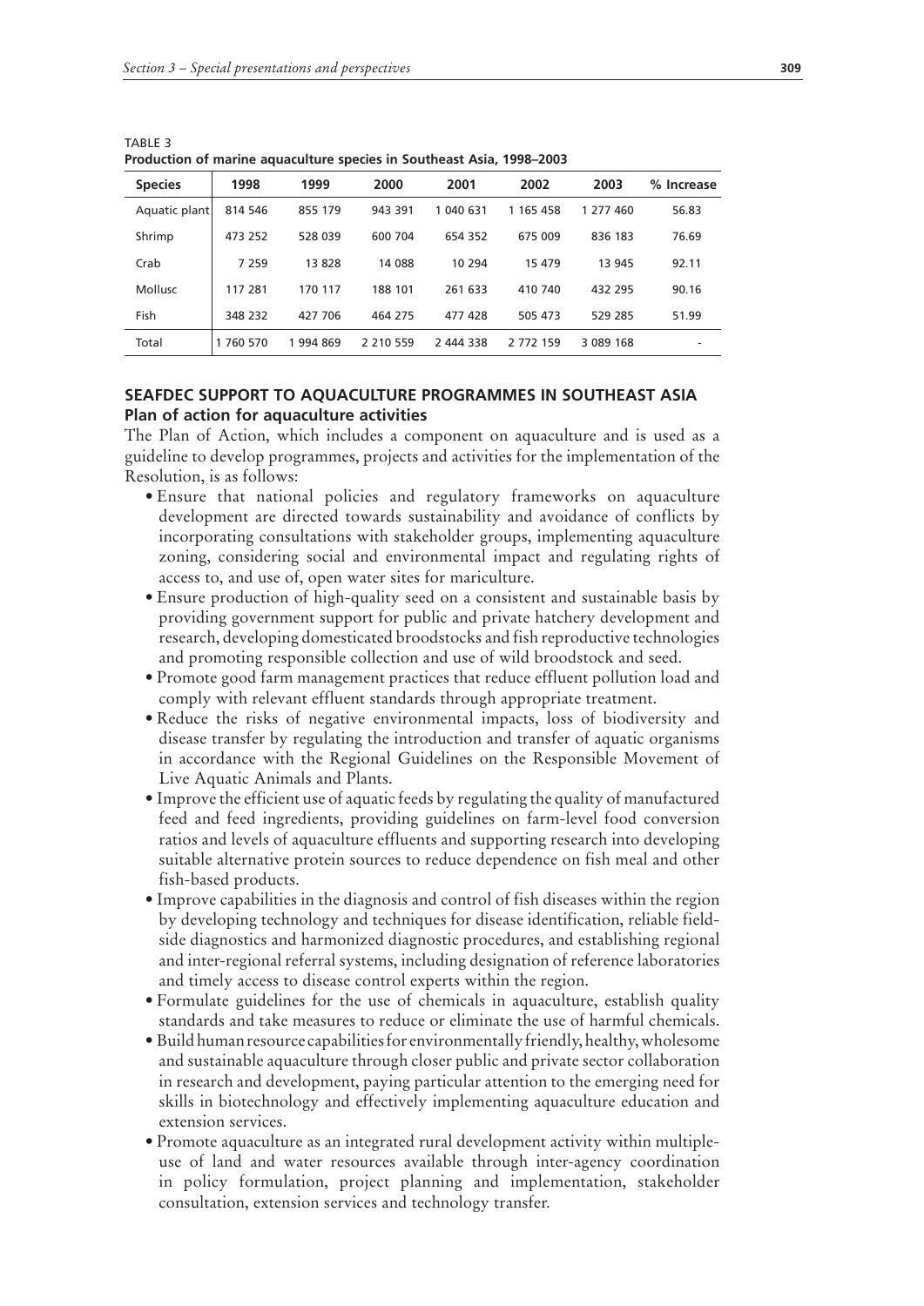TABLE 3
**Production of marine aquaculture species in Southeast Asia, 1998–2003**

| Species | 1998 | 1999 | 2000 | 2001 | 2002 | 2003 | % Increase |
|---|---|---|---|---|---|---|---|
| Aquatic plant | 814 546 | 855 179 | 943 391 | 1 040 631 | 1 165 458 | 1 277 460 | 56.83 |
| Shrimp | 473 252 | 528 039 | 600 704 | 654 352 | 675 009 | 836 183 | 76.69 |
| Crab | 7 259 | 13 828 | 14 088 | 10 294 | 15 479 | 13 945 | 92.11 |
| Mollusc | 117 281 | 170 117 | 188 101 | 261 633 | 410 740 | 432 295 | 90.16 |
| Fish | 348 232 | 427 706 | 464 275 | 477 428 | 505 473 | 529 285 | 51.99 |
| Total | 1 760 570 | 1 994 869 | 2 210 559 | 2 444 338 | 2 772 159 | 3 089 168 | - |

## SEAFDEC SUPPORT TO AQUACULTURE PROGRAMMES IN SOUTHEAST ASIA

### Plan of action for aquaculture activities

The Plan of Action, which includes a component on aquaculture and is used as a guideline to develop programmes, projects and activities for the implementation of the Resolution, is as follows:

- Ensure that national policies and regulatory frameworks on aquaculture development are directed towards sustainability and avoidance of conflicts by incorporating consultations with stakeholder groups, implementing aquaculture zoning, considering social and environmental impact and regulating rights of access to, and use of, open water sites for mariculture.
- Ensure production of high-quality seed on a consistent and sustainable basis by providing government support for public and private hatchery development and research, developing domesticated broodstocks and fish reproductive technologies and promoting responsible collection and use of wild broodstock and seed.
- Promote good farm management practices that reduce effluent pollution load and comply with relevant effluent standards through appropriate treatment.
- Reduce the risks of negative environmental impacts, loss of biodiversity and disease transfer by regulating the introduction and transfer of aquatic organisms in accordance with the Regional Guidelines on the Responsible Movement of Live Aquatic Animals and Plants.
- Improve the efficient use of aquatic feeds by regulating the quality of manufactured feed and feed ingredients, providing guidelines on farm-level food conversion ratios and levels of aquaculture effluents and supporting research into developing suitable alternative protein sources to reduce dependence on fish meal and other fish-based products.
- Improve capabilities in the diagnosis and control of fish diseases within the region by developing technology and techniques for disease identification, reliable field-side diagnostics and harmonized diagnostic procedures, and establishing regional and inter-regional referral systems, including designation of reference laboratories and timely access to disease control experts within the region.
- Formulate guidelines for the use of chemicals in aquaculture, establish quality standards and take measures to reduce or eliminate the use of harmful chemicals.
- Build human resource capabilities for environmentally friendly, healthy, wholesome and sustainable aquaculture through closer public and private sector collaboration in research and development, paying particular attention to the emerging need for skills in biotechnology and effectively implementing aquaculture education and extension services.
- Promote aquaculture as an integrated rural development activity within multiple-use of land and water resources available through inter-agency coordination in policy formulation, project planning and implementation, stakeholder consultation, extension services and technology transfer.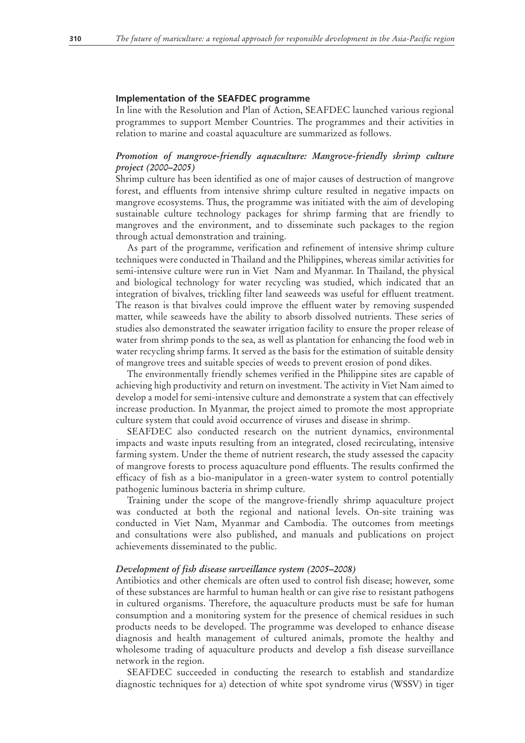### Implementation of the SEAFDEC programme

In line with the Resolution and Plan of Action, SEAFDEC launched various regional programmes to support Member Countries. The programmes and their activities in relation to marine and coastal aquaculture are summarized as follows.

#### *Promotion of mangrove-friendly aquaculture: Mangrove-friendly shrimp culture project (2000–2005)*

Shrimp culture has been identified as one of major causes of destruction of mangrove forest, and effluents from intensive shrimp culture resulted in negative impacts on mangrove ecosystems. Thus, the programme was initiated with the aim of developing sustainable culture technology packages for shrimp farming that are friendly to mangroves and the environment, and to disseminate such packages to the region through actual demonstration and training.

As part of the programme, verification and refinement of intensive shrimp culture techniques were conducted in Thailand and the Philippines, whereas similar activities for semi-intensive culture were run in Viet Nam and Myanmar. In Thailand, the physical and biological technology for water recycling was studied, which indicated that an integration of bivalves, trickling filter land seaweeds was useful for effluent treatment. The reason is that bivalves could improve the effluent water by removing suspended matter, while seaweeds have the ability to absorb dissolved nutrients. These series of studies also demonstrated the seawater irrigation facility to ensure the proper release of water from shrimp ponds to the sea, as well as plantation for enhancing the food web in water recycling shrimp farms. It served as the basis for the estimation of suitable density of mangrove trees and suitable species of weeds to prevent erosion of pond dikes.

The environmentally friendly schemes verified in the Philippine sites are capable of achieving high productivity and return on investment. The activity in Viet Nam aimed to develop a model for semi-intensive culture and demonstrate a system that can effectively increase production. In Myanmar, the project aimed to promote the most appropriate culture system that could avoid occurrence of viruses and disease in shrimp.

SEAFDEC also conducted research on the nutrient dynamics, environmental impacts and waste inputs resulting from an integrated, closed recirculating, intensive farming system. Under the theme of nutrient research, the study assessed the capacity of mangrove forests to process aquaculture pond effluents. The results confirmed the efficacy of fish as a bio-manipulator in a green-water system to control potentially pathogenic luminous bacteria in shrimp culture.

Training under the scope of the mangrove-friendly shrimp aquaculture project was conducted at both the regional and national levels. On-site training was conducted in Viet Nam, Myanmar and Cambodia. The outcomes from meetings and consultations were also published, and manuals and publications on project achievements disseminated to the public.

#### *Development of fish disease surveillance system (2005–2008)*

Antibiotics and other chemicals are often used to control fish disease; however, some of these substances are harmful to human health or can give rise to resistant pathogens in cultured organisms. Therefore, the aquaculture products must be safe for human consumption and a monitoring system for the presence of chemical residues in such products needs to be developed. The programme was developed to enhance disease diagnosis and health management of cultured animals, promote the healthy and wholesome trading of aquaculture products and develop a fish disease surveillance network in the region.

SEAFDEC succeeded in conducting the research to establish and standardize diagnostic techniques for a) detection of white spot syndrome virus (WSSV) in tiger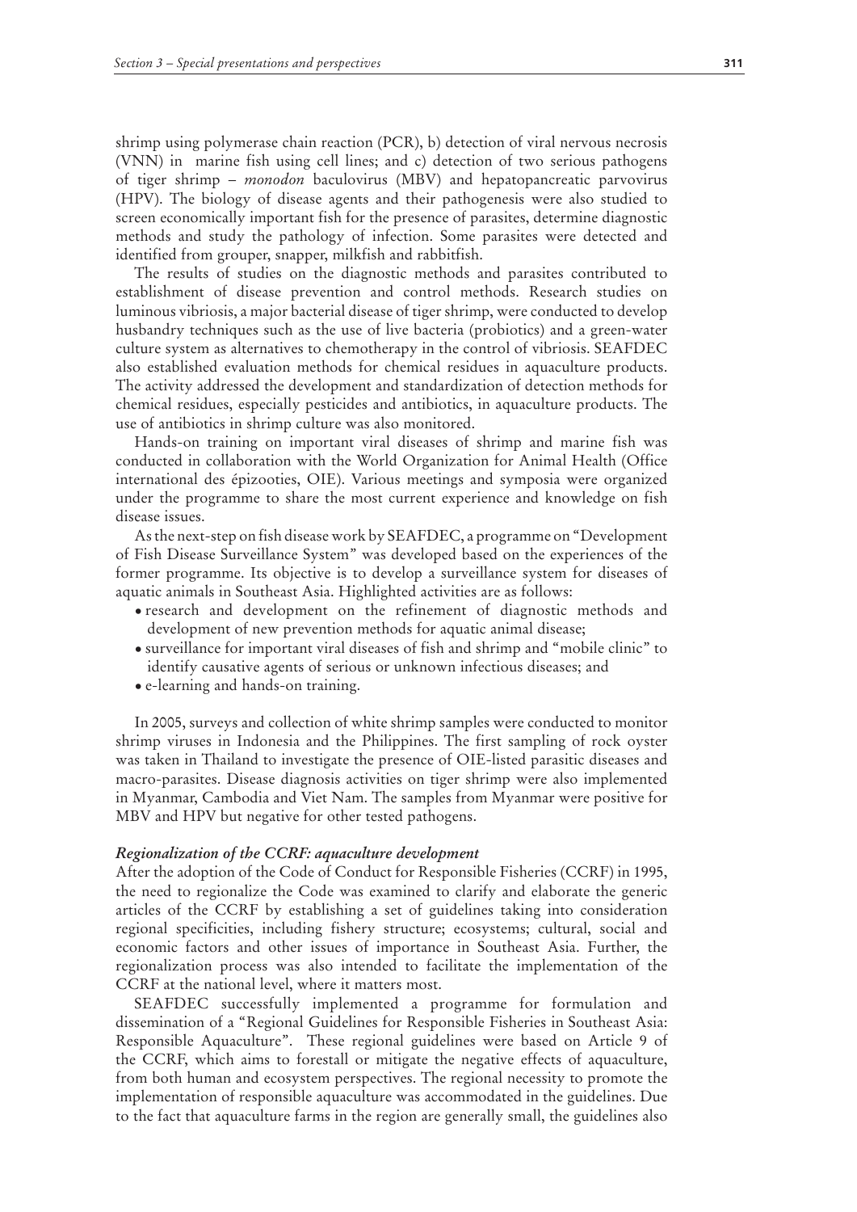shrimp using polymerase chain reaction (PCR), b) detection of viral nervous necrosis (VNN) in marine fish using cell lines; and c) detection of two serious pathogens of tiger shrimp – *monodon* baculovirus (MBV) and hepatopancreatic parvovirus (HPV). The biology of disease agents and their pathogenesis were also studied to screen economically important fish for the presence of parasites, determine diagnostic methods and study the pathology of infection. Some parasites were detected and identified from grouper, snapper, milkfish and rabbitfish.

The results of studies on the diagnostic methods and parasites contributed to establishment of disease prevention and control methods. Research studies on luminous vibriosis, a major bacterial disease of tiger shrimp, were conducted to develop husbandry techniques such as the use of live bacteria (probiotics) and a green-water culture system as alternatives to chemotherapy in the control of vibriosis. SEAFDEC also established evaluation methods for chemical residues in aquaculture products. The activity addressed the development and standardization of detection methods for chemical residues, especially pesticides and antibiotics, in aquaculture products. The use of antibiotics in shrimp culture was also monitored.

Hands-on training on important viral diseases of shrimp and marine fish was conducted in collaboration with the World Organization for Animal Health (Office international des épizooties, OIE). Various meetings and symposia were organized under the programme to share the most current experience and knowledge on fish disease issues.

As the next-step on fish disease work by SEAFDEC, a programme on "Development of Fish Disease Surveillance System" was developed based on the experiences of the former programme. Its objective is to develop a surveillance system for diseases of aquatic animals in Southeast Asia. Highlighted activities are as follows:

- research and development on the refinement of diagnostic methods and development of new prevention methods for aquatic animal disease;
- surveillance for important viral diseases of fish and shrimp and "mobile clinic" to identify causative agents of serious or unknown infectious diseases; and
- e-learning and hands-on training.

In 2005, surveys and collection of white shrimp samples were conducted to monitor shrimp viruses in Indonesia and the Philippines. The first sampling of rock oyster was taken in Thailand to investigate the presence of OIE-listed parasitic diseases and macro-parasites. Disease diagnosis activities on tiger shrimp were also implemented in Myanmar, Cambodia and Viet Nam. The samples from Myanmar were positive for MBV and HPV but negative for other tested pathogens.

### *Regionalization of the CCRF: aquaculture development*

After the adoption of the Code of Conduct for Responsible Fisheries (CCRF) in 1995, the need to regionalize the Code was examined to clarify and elaborate the generic articles of the CCRF by establishing a set of guidelines taking into consideration regional specificities, including fishery structure; ecosystems; cultural, social and economic factors and other issues of importance in Southeast Asia. Further, the regionalization process was also intended to facilitate the implementation of the CCRF at the national level, where it matters most.

SEAFDEC successfully implemented a programme for formulation and dissemination of a "Regional Guidelines for Responsible Fisheries in Southeast Asia: Responsible Aquaculture". These regional guidelines were based on Article 9 of the CCRF, which aims to forestall or mitigate the negative effects of aquaculture, from both human and ecosystem perspectives. The regional necessity to promote the implementation of responsible aquaculture was accommodated in the guidelines. Due to the fact that aquaculture farms in the region are generally small, the guidelines also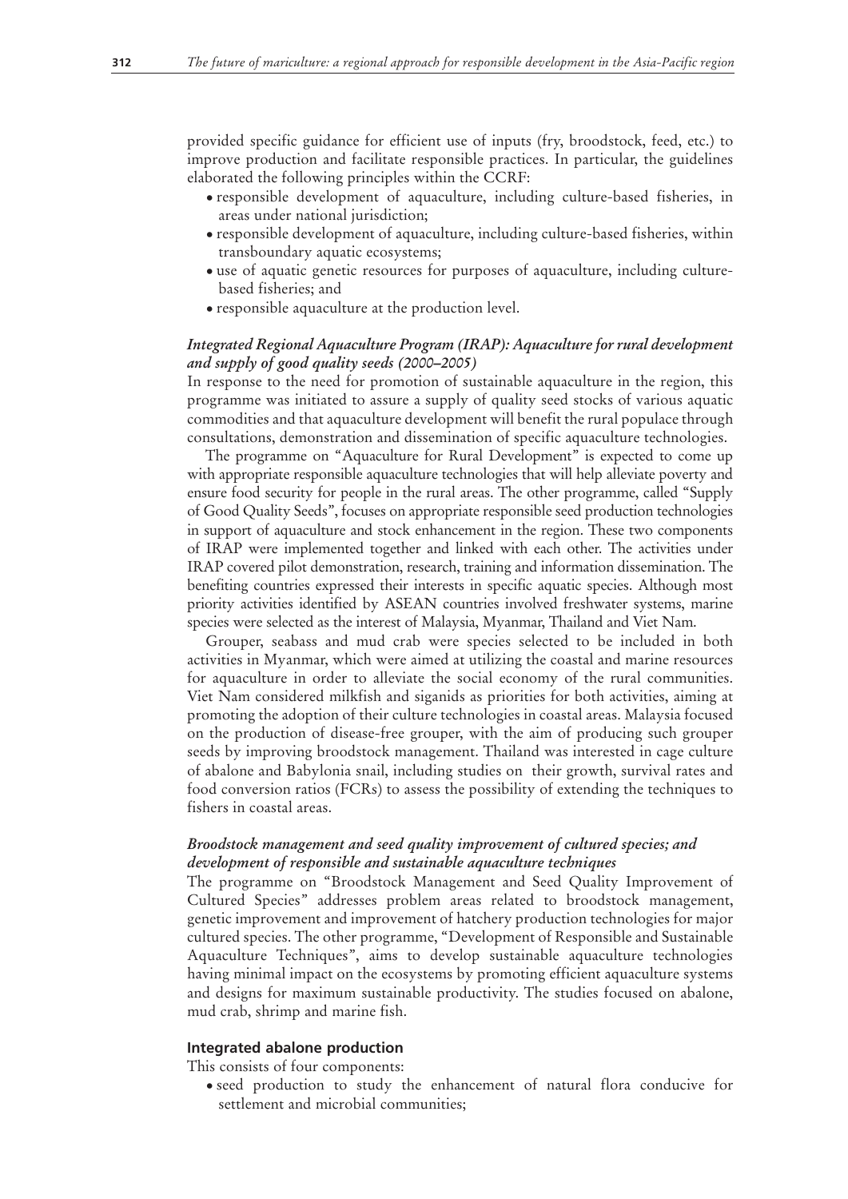provided specific guidance for efficient use of inputs (fry, broodstock, feed, etc.) to improve production and facilitate responsible practices. In particular, the guidelines elaborated the following principles within the CCRF:

- responsible development of aquaculture, including culture-based fisheries, in areas under national jurisdiction;
- responsible development of aquaculture, including culture-based fisheries, within transboundary aquatic ecosystems;
- use of aquatic genetic resources for purposes of aquaculture, including culture-based fisheries; and
- responsible aquaculture at the production level.

### *Integrated Regional Aquaculture Program (IRAP): Aquaculture for rural development and supply of good quality seeds (2000–2005)*

In response to the need for promotion of sustainable aquaculture in the region, this programme was initiated to assure a supply of quality seed stocks of various aquatic commodities and that aquaculture development will benefit the rural populace through consultations, demonstration and dissemination of specific aquaculture technologies.

The programme on "Aquaculture for Rural Development" is expected to come up with appropriate responsible aquaculture technologies that will help alleviate poverty and ensure food security for people in the rural areas. The other programme, called "Supply of Good Quality Seeds", focuses on appropriate responsible seed production technologies in support of aquaculture and stock enhancement in the region. These two components of IRAP were implemented together and linked with each other. The activities under IRAP covered pilot demonstration, research, training and information dissemination. The benefiting countries expressed their interests in specific aquatic species. Although most priority activities identified by ASEAN countries involved freshwater systems, marine species were selected as the interest of Malaysia, Myanmar, Thailand and Viet Nam.

Grouper, seabass and mud crab were species selected to be included in both activities in Myanmar, which were aimed at utilizing the coastal and marine resources for aquaculture in order to alleviate the social economy of the rural communities. Viet Nam considered milkfish and siganids as priorities for both activities, aiming at promoting the adoption of their culture technologies in coastal areas. Malaysia focused on the production of disease-free grouper, with the aim of producing such grouper seeds by improving broodstock management. Thailand was interested in cage culture of abalone and Babylonia snail, including studies on their growth, survival rates and food conversion ratios (FCRs) to assess the possibility of extending the techniques to fishers in coastal areas.

### *Broodstock management and seed quality improvement of cultured species; and development of responsible and sustainable aquaculture techniques*

The programme on "Broodstock Management and Seed Quality Improvement of Cultured Species" addresses problem areas related to broodstock management, genetic improvement and improvement of hatchery production technologies for major cultured species. The other programme, "Development of Responsible and Sustainable Aquaculture Techniques", aims to develop sustainable aquaculture technologies having minimal impact on the ecosystems by promoting efficient aquaculture systems and designs for maximum sustainable productivity. The studies focused on abalone, mud crab, shrimp and marine fish.

#### **Integrated abalone production**

This consists of four components:

- seed production to study the enhancement of natural flora conducive for settlement and microbial communities;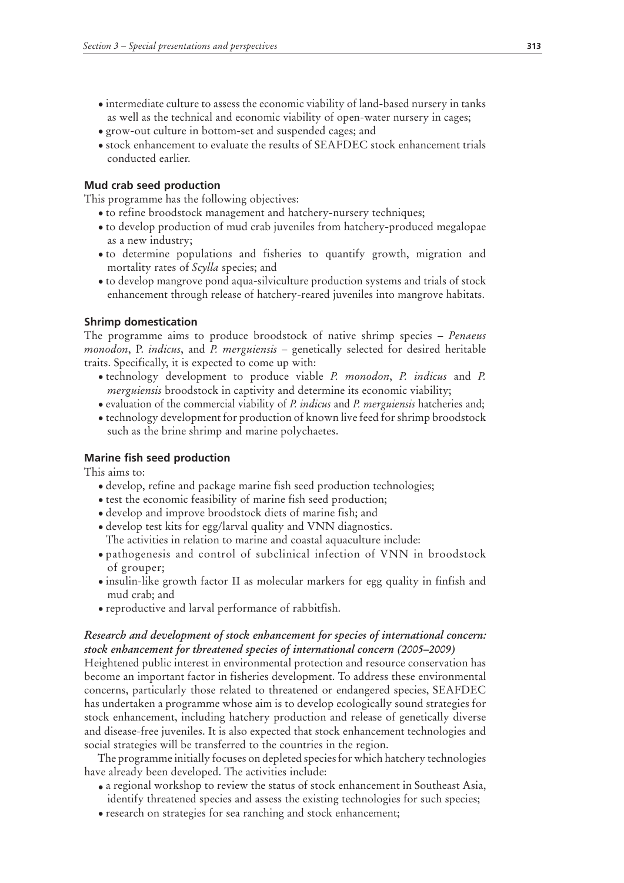- intermediate culture to assess the economic viability of land-based nursery in tanks as well as the technical and economic viability of open-water nursery in cages;
- grow-out culture in bottom-set and suspended cages; and
- stock enhancement to evaluate the results of SEAFDEC stock enhancement trials conducted earlier.

#### Mud crab seed production

This programme has the following objectives:

- to refine broodstock management and hatchery-nursery techniques;
- to develop production of mud crab juveniles from hatchery-produced megalopae as a new industry;
- to determine populations and fisheries to quantify growth, migration and mortality rates of *Scylla* species; and
- to develop mangrove pond aqua-silviculture production systems and trials of stock enhancement through release of hatchery-reared juveniles into mangrove habitats.

#### Shrimp domestication

The programme aims to produce broodstock of native shrimp species – *Penaeus monodon*, P. *indicus*, and *P. merguiensis* – genetically selected for desired heritable traits. Specifically, it is expected to come up with:

- technology development to produce viable *P. monodon*, *P. indicus* and *P. merguiensis* broodstock in captivity and determine its economic viability;
- evaluation of the commercial viability of *P. indicus* and *P. merguiensis* hatcheries and;
- technology development for production of known live feed for shrimp broodstock such as the brine shrimp and marine polychaetes.

#### Marine fish seed production

This aims to:

- develop, refine and package marine fish seed production technologies;
- test the economic feasibility of marine fish seed production;
- develop and improve broodstock diets of marine fish; and
- develop test kits for egg/larval quality and VNN diagnostics.

The activities in relation to marine and coastal aquaculture include:

- pathogenesis and control of subclinical infection of VNN in broodstock of grouper;
- insulin-like growth factor II as molecular markers for egg quality in finfish and mud crab; and
- reproductive and larval performance of rabbitfish.

#### *Research and development of stock enhancement for species of international concern: stock enhancement for threatened species of international concern (2005–2009)*

Heightened public interest in environmental protection and resource conservation has become an important factor in fisheries development. To address these environmental concerns, particularly those related to threatened or endangered species, SEAFDEC has undertaken a programme whose aim is to develop ecologically sound strategies for stock enhancement, including hatchery production and release of genetically diverse and disease-free juveniles. It is also expected that stock enhancement technologies and social strategies will be transferred to the countries in the region.

The programme initially focuses on depleted species for which hatchery technologies have already been developed. The activities include:

- a regional workshop to review the status of stock enhancement in Southeast Asia, identify threatened species and assess the existing technologies for such species;
- research on strategies for sea ranching and stock enhancement;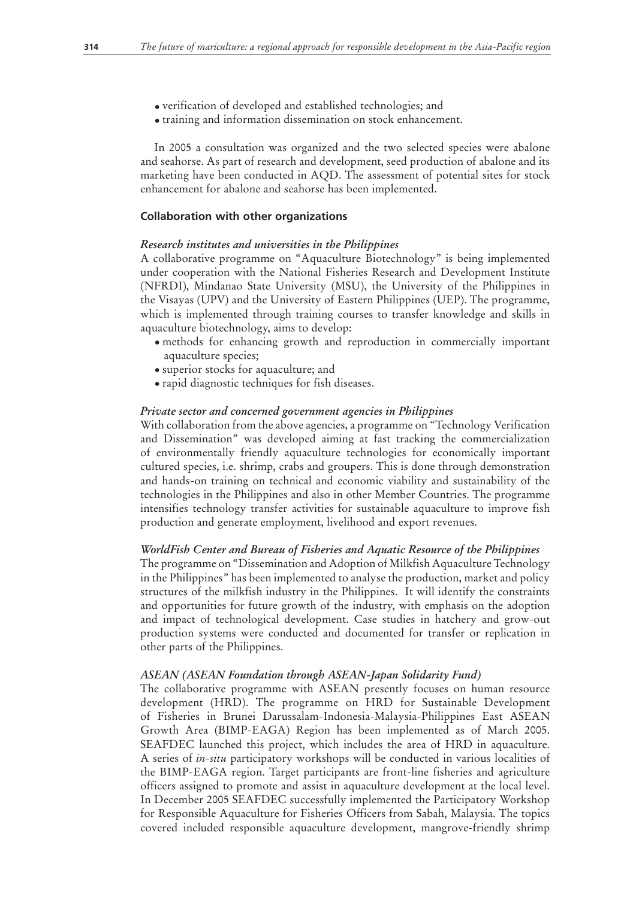- verification of developed and established technologies; and
- training and information dissemination on stock enhancement.

In 2005 a consultation was organized and the two selected species were abalone and seahorse. As part of research and development, seed production of abalone and its marketing have been conducted in AQD. The assessment of potential sites for stock enhancement for abalone and seahorse has been implemented.

### Collaboration with other organizations

#### *Research institutes and universities in the Philippines*

A collaborative programme on "Aquaculture Biotechnology" is being implemented under cooperation with the National Fisheries Research and Development Institute (NFRDI), Mindanao State University (MSU), the University of the Philippines in the Visayas (UPV) and the University of Eastern Philippines (UEP). The programme, which is implemented through training courses to transfer knowledge and skills in aquaculture biotechnology, aims to develop:

- methods for enhancing growth and reproduction in commercially important aquaculture species;
- superior stocks for aquaculture; and
- rapid diagnostic techniques for fish diseases.

#### *Private sector and concerned government agencies in Philippines*

With collaboration from the above agencies, a programme on "Technology Verification and Dissemination" was developed aiming at fast tracking the commercialization of environmentally friendly aquaculture technologies for economically important cultured species, i.e. shrimp, crabs and groupers. This is done through demonstration and hands-on training on technical and economic viability and sustainability of the technologies in the Philippines and also in other Member Countries. The programme intensifies technology transfer activities for sustainable aquaculture to improve fish production and generate employment, livelihood and export revenues.

#### *WorldFish Center and Bureau of Fisheries and Aquatic Resource of the Philippines*

The programme on "Dissemination and Adoption of Milkfish Aquaculture Technology in the Philippines" has been implemented to analyse the production, market and policy structures of the milkfish industry in the Philippines. It will identify the constraints and opportunities for future growth of the industry, with emphasis on the adoption and impact of technological development. Case studies in hatchery and grow-out production systems were conducted and documented for transfer or replication in other parts of the Philippines.

#### *ASEAN (ASEAN Foundation through ASEAN-Japan Solidarity Fund)*

The collaborative programme with ASEAN presently focuses on human resource development (HRD). The programme on HRD for Sustainable Development of Fisheries in Brunei Darussalam-Indonesia-Malaysia-Philippines East ASEAN Growth Area (BIMP-EAGA) Region has been implemented as of March 2005. SEAFDEC launched this project, which includes the area of HRD in aquaculture. A series of *in-situ* participatory workshops will be conducted in various localities of the BIMP-EAGA region. Target participants are front-line fisheries and agriculture officers assigned to promote and assist in aquaculture development at the local level. In December 2005 SEAFDEC successfully implemented the Participatory Workshop for Responsible Aquaculture for Fisheries Officers from Sabah, Malaysia. The topics covered included responsible aquaculture development, mangrove-friendly shrimp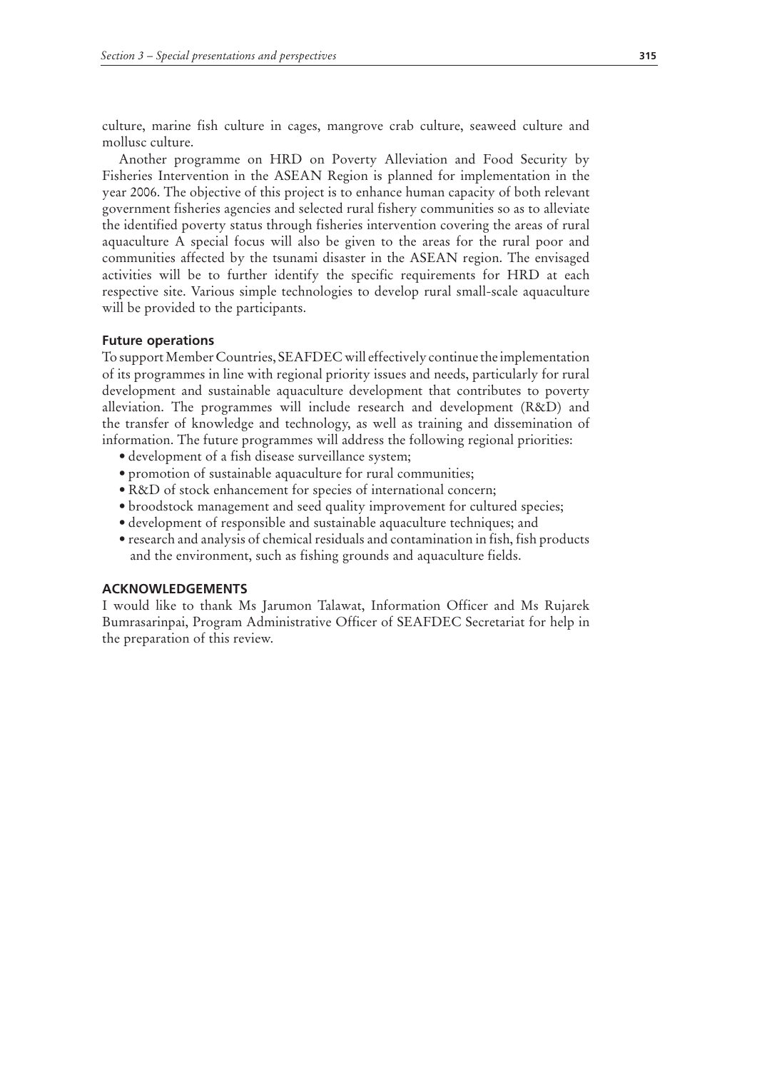culture, marine fish culture in cages, mangrove crab culture, seaweed culture and mollusc culture.

Another programme on HRD on Poverty Alleviation and Food Security by Fisheries Intervention in the ASEAN Region is planned for implementation in the year 2006. The objective of this project is to enhance human capacity of both relevant government fisheries agencies and selected rural fishery communities so as to alleviate the identified poverty status through fisheries intervention covering the areas of rural aquaculture A special focus will also be given to the areas for the rural poor and communities affected by the tsunami disaster in the ASEAN region. The envisaged activities will be to further identify the specific requirements for HRD at each respective site. Various simple technologies to develop rural small-scale aquaculture will be provided to the participants.

### Future operations

To support Member Countries, SEAFDEC will effectively continue the implementation of its programmes in line with regional priority issues and needs, particularly for rural development and sustainable aquaculture development that contributes to poverty alleviation. The programmes will include research and development (R&D) and the transfer of knowledge and technology, as well as training and dissemination of information. The future programmes will address the following regional priorities:

- development of a fish disease surveillance system;
- promotion of sustainable aquaculture for rural communities;
- R&D of stock enhancement for species of international concern;
- broodstock management and seed quality improvement for cultured species;
- development of responsible and sustainable aquaculture techniques; and
- research and analysis of chemical residuals and contamination in fish, fish products and the environment, such as fishing grounds and aquaculture fields.

## ACKNOWLEDGEMENTS

I would like to thank Ms Jarumon Talawat, Information Officer and Ms Rujarek Bumrasarinpai, Program Administrative Officer of SEAFDEC Secretariat for help in the preparation of this review.